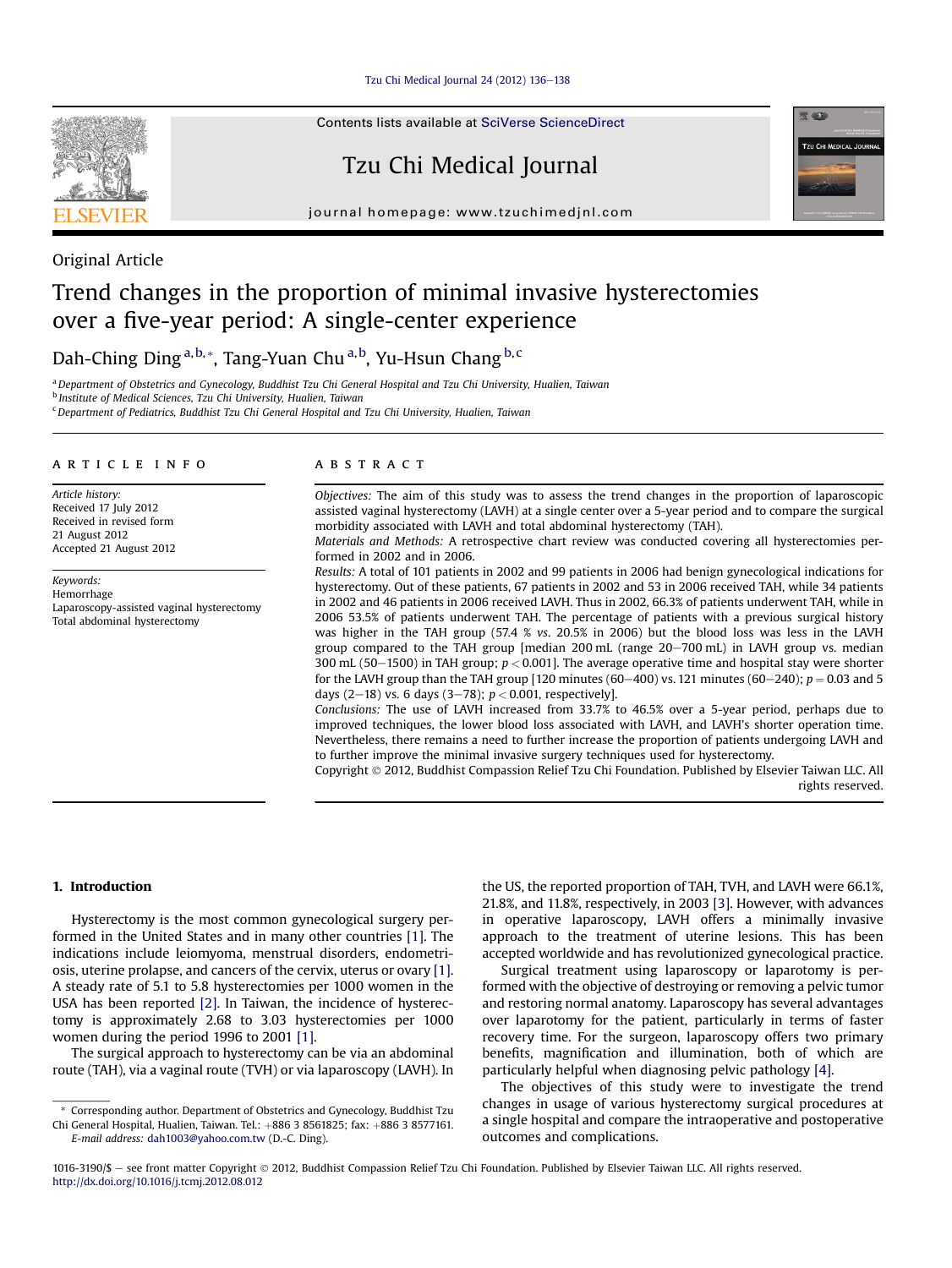Original Article

# Trend changes in the proportion of minimal invasive hysterectomies over a five-year period: A single-center experience

Dah-Ching Ding [a,b,*], Tang-Yuan Chu [a,b], Yu-Hsun Chang [b,c]

[a] Department of Obstetrics and Gynecology, Buddhist Tzu Chi General Hospital and Tzu Chi University, Hualien, Taiwan
[b] Institute of Medical Sciences, Tzu Chi University, Hualien, Taiwan
[c] Department of Pediatrics, Buddhist Tzu Chi General Hospital and Tzu Chi University, Hualien, Taiwan

## ARTICLE INFO

*Article history:*
Received 17 July 2012
Received in revised form 21 August 2012
Accepted 21 August 2012

*Keywords:*
Hemorrhage
Laparoscopy-assisted vaginal hysterectomy
Total abdominal hysterectomy

## ABSTRACT

*Objectives:* The aim of this study was to assess the trend changes in the proportion of laparoscopic assisted vaginal hysterectomy (LAVH) at a single center over a 5-year period and to compare the surgical morbidity associated with LAVH and total abdominal hysterectomy (TAH).

*Materials and Methods:* A retrospective chart review was conducted covering all hysterectomies performed in 2002 and in 2006.

*Results:* A total of 101 patients in 2002 and 99 patients in 2006 had benign gynecological indications for hysterectomy. Out of these patients, 67 patients in 2002 and 53 in 2006 received TAH, while 34 patients in 2002 and 46 patients in 2006 received LAVH. Thus in 2002, 66.3% of patients underwent TAH, while in 2006 53.5% of patients underwent TAH. The percentage of patients with a previous surgical history was higher in the TAH group (57.4 % *vs.* 20.5% in 2006) but the blood loss was less in the LAVH group compared to the TAH group [median 200 mL (range 20–700 mL) in LAVH group vs. median 300 mL (50–1500) in TAH group; $p < 0.001$]. The average operative time and hospital stay were shorter for the LAVH group than the TAH group [120 minutes (60–400) vs. 121 minutes (60–240); $p = 0.03$ and 5 days (2–18) vs. 6 days (3–78); $p < 0.001$, respectively].

*Conclusions:* The use of LAVH increased from 33.7% to 46.5% over a 5-year period, perhaps due to improved techniques, the lower blood loss associated with LAVH, and LAVH's shorter operation time. Nevertheless, there remains a need to further increase the proportion of patients undergoing LAVH and to further improve the minimal invasive surgery techniques used for hysterectomy.

Copyright © 2012, Buddhist Compassion Relief Tzu Chi Foundation. Published by Elsevier Taiwan LLC. All rights reserved.

## 1. Introduction

Hysterectomy is the most common gynecological surgery performed in the United States and in many other countries [1]. The indications include leiomyoma, menstrual disorders, endometriosis, uterine prolapse, and cancers of the cervix, uterus or ovary [1]. A steady rate of 5.1 to 5.8 hysterectomies per 1000 women in the USA has been reported [2]. In Taiwan, the incidence of hysterectomy is approximately 2.68 to 3.03 hysterectomies per 1000 women during the period 1996 to 2001 [1].

The surgical approach to hysterectomy can be via an abdominal route (TAH), via a vaginal route (TVH) or via laparoscopy (LAVH). In the US, the reported proportion of TAH, TVH, and LAVH were 66.1%, 21.8%, and 11.8%, respectively, in 2003 [3]. However, with advances in operative laparoscopy, LAVH offers a minimally invasive approach to the treatment of uterine lesions. This has been accepted worldwide and has revolutionized gynecological practice.

Surgical treatment using laparoscopy or laparotomy is performed with the objective of destroying or removing a pelvic tumor and restoring normal anatomy. Laparoscopy has several advantages over laparotomy for the patient, particularly in terms of faster recovery time. For the surgeon, laparoscopy offers two primary benefits, magnification and illumination, both of which are particularly helpful when diagnosing pelvic pathology [4].

The objectives of this study were to investigate the trend changes in usage of various hysterectomy surgical procedures at a single hospital and compare the intraoperative and postoperative outcomes and complications.

\* Corresponding author. Department of Obstetrics and Gynecology, Buddhist Tzu Chi General Hospital, Hualien, Taiwan. Tel.: +886 3 8561825; fax: +886 3 8577161.
E-mail address: dah1003@yahoo.com.tw (D.-C. Ding).

1016-3190/$ – see front matter Copyright © 2012, Buddhist Compassion Relief Tzu Chi Foundation. Published by Elsevier Taiwan LLC. All rights reserved.
http://dx.doi.org/10.1016/j.tcmj.2012.08.012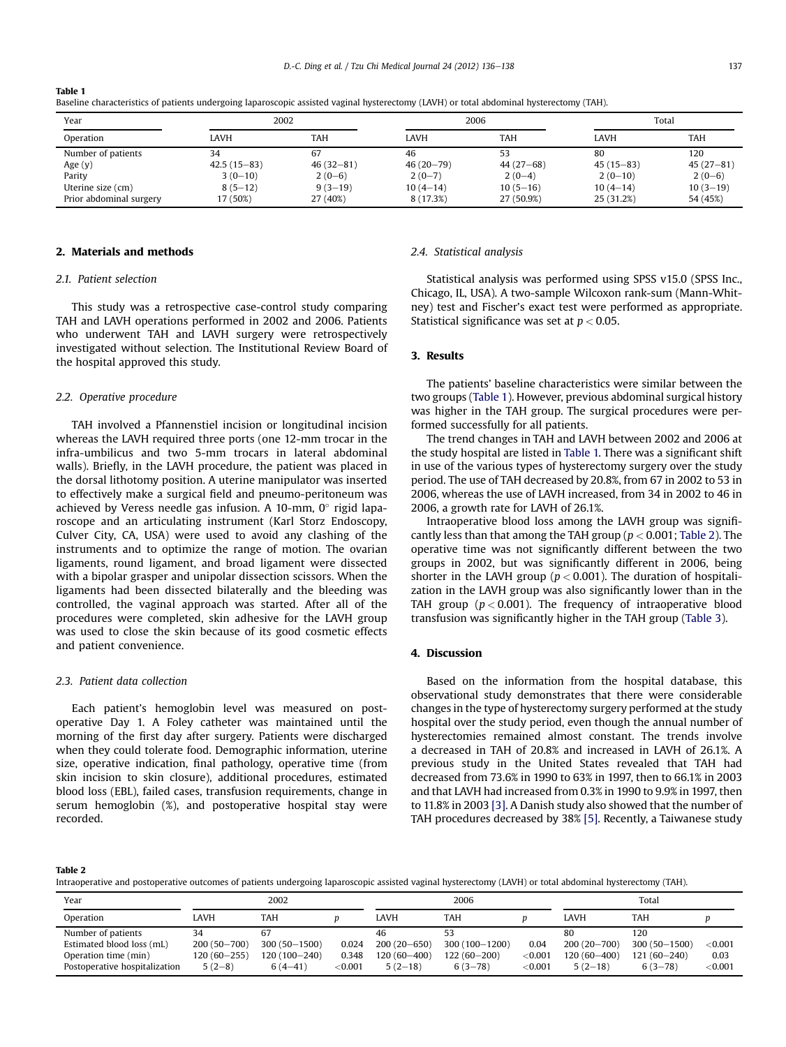**Table 1**
Baseline characteristics of patients undergoing laparoscopic assisted vaginal hysterectomy (LAVH) or total abdominal hysterectomy (TAH).

| Year | 2002 | | 2006 | | Total | |
|---|---|---|---|---|---|---|
| Operation | LAVH | TAH | LAVH | TAH | LAVH | TAH |
| Number of patients | 34 | 67 | 46 | 53 | 80 | 120 |
| Age (y) | 42.5 (15−83) | 46 (32−81) | 46 (20−79) | 44 (27−68) | 45 (15−83) | 45 (27−81) |
| Parity | 3 (0−10) | 2 (0−6) | 2 (0−7) | 2 (0−4) | 2 (0−10) | 2 (0−6) |
| Uterine size (cm) | 8 (5−12) | 9 (3−19) | 10 (4−14) | 10 (5−16) | 10 (4−14) | 10 (3−19) |
| Prior abdominal surgery | 17 (50%) | 27 (40%) | 8 (17.3%) | 27 (50.9%) | 25 (31.2%) | 54 (45%) |

## 2. Materials and methods

### 2.1. Patient selection

This study was a retrospective case-control study comparing TAH and LAVH operations performed in 2002 and 2006. Patients who underwent TAH and LAVH surgery were retrospectively investigated without selection. The Institutional Review Board of the hospital approved this study.

### 2.2. Operative procedure

TAH involved a Pfannenstiel incision or longitudinal incision whereas the LAVH required three ports (one 12-mm trocar in the infra-umbilicus and two 5-mm trocars in lateral abdominal walls). Briefly, in the LAVH procedure, the patient was placed in the dorsal lithotomy position. A uterine manipulator was inserted to effectively make a surgical field and pneumo-peritoneum was achieved by Veress needle gas infusion. A 10-mm, 0° rigid laparoscope and an articulating instrument (Karl Storz Endoscopy, Culver City, CA, USA) were used to avoid any clashing of the instruments and to optimize the range of motion. The ovarian ligaments, round ligament, and broad ligament were dissected with a bipolar grasper and unipolar dissection scissors. When the ligaments had been dissected bilaterally and the bleeding was controlled, the vaginal approach was started. After all of the procedures were completed, skin adhesive for the LAVH group was used to close the skin because of its good cosmetic effects and patient convenience.

### 2.3. Patient data collection

Each patient's hemoglobin level was measured on postoperative Day 1. A Foley catheter was maintained until the morning of the first day after surgery. Patients were discharged when they could tolerate food. Demographic information, uterine size, operative indication, final pathology, operative time (from skin incision to skin closure), additional procedures, estimated blood loss (EBL), failed cases, transfusion requirements, change in serum hemoglobin (%), and postoperative hospital stay were recorded.

### 2.4. Statistical analysis

Statistical analysis was performed using SPSS v15.0 (SPSS Inc., Chicago, IL, USA). A two-sample Wilcoxon rank-sum (Mann-Whitney) test and Fischer's exact test were performed as appropriate. Statistical significance was set at $p < 0.05$.

## 3. Results

The patients' baseline characteristics were similar between the two groups (Table 1). However, previous abdominal surgical history was higher in the TAH group. The surgical procedures were performed successfully for all patients.

The trend changes in TAH and LAVH between 2002 and 2006 at the study hospital are listed in Table 1. There was a significant shift in use of the various types of hysterectomy surgery over the study period. The use of TAH decreased by 20.8%, from 67 in 2002 to 53 in 2006, whereas the use of LAVH increased, from 34 in 2002 to 46 in 2006, a growth rate for LAVH of 26.1%.

Intraoperative blood loss among the LAVH group was significantly less than that among the TAH group ($p < 0.001$; Table 2). The operative time was not significantly different between the two groups in 2002, but was significantly different in 2006, being shorter in the LAVH group ($p < 0.001$). The duration of hospitalization in the LAVH group was also significantly lower than in the TAH group ($p < 0.001$). The frequency of intraoperative blood transfusion was significantly higher in the TAH group (Table 3).

## 4. Discussion

Based on the information from the hospital database, this observational study demonstrates that there were considerable changes in the type of hysterectomy surgery performed at the study hospital over the study period, even though the annual number of hysterectomies remained almost constant. The trends involve a decreased in TAH of 20.8% and increased in LAVH of 26.1%. A previous study in the United States revealed that TAH had decreased from 73.6% in 1990 to 63% in 1997, then to 66.1% in 2003 and that LAVH had increased from 0.3% in 1990 to 9.9% in 1997, then to 11.8% in 2003 [3]. A Danish study also showed that the number of TAH procedures decreased by 38% [5]. Recently, a Taiwanese study

**Table 2**
Intraoperative and postoperative outcomes of patients undergoing laparoscopic assisted vaginal hysterectomy (LAVH) or total abdominal hysterectomy (TAH).

| Year | 2002 | | | 2006 | | | Total | | |
|---|---|---|---|---|---|---|---|---|---|
| Operation | LAVH | TAH | p | LAVH | TAH | p | LAVH | TAH | p |
| Number of patients | 34 | 67 | | 46 | 53 | | 80 | 120 | |
| Estimated blood loss (mL) | 200 (50−700) | 300 (50−1500) | 0.024 | 200 (20−650) | 300 (100−1200) | 0.04 | 200 (20−700) | 300 (50−1500) | <0.001 |
| Operation time (min) | 120 (60−255) | 120 (100−240) | 0.348 | 120 (60−400) | 122 (60−200) | <0.001 | 120 (60−400) | 121 (60−240) | 0.03 |
| Postoperative hospitalization | 5 (2−8) | 6 (4−41) | <0.001 | 5 (2−18) | 6 (3−78) | <0.001 | 5 (2−18) | 6 (3−78) | <0.001 |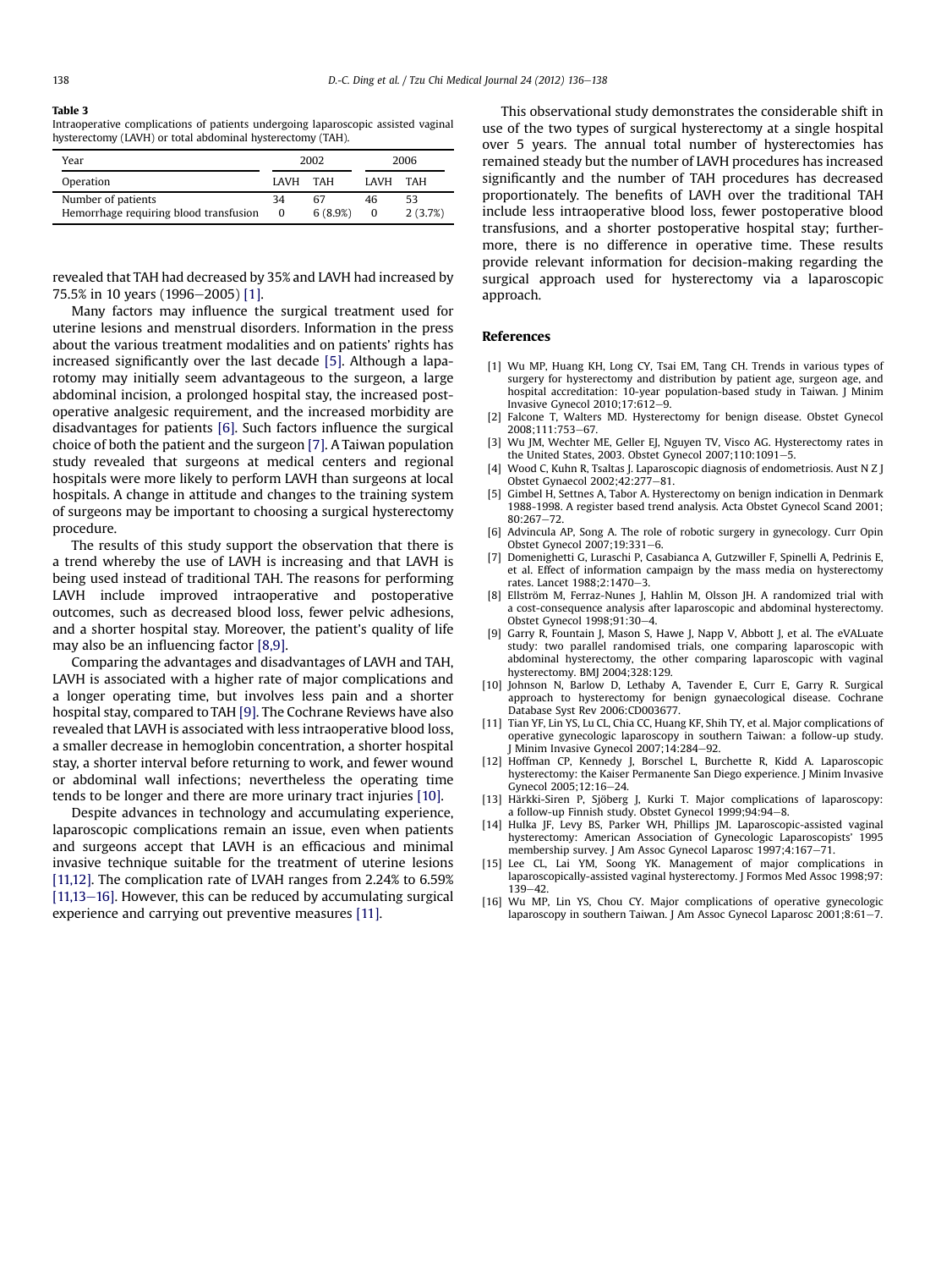**Table 3**
Intraoperative complications of patients undergoing laparoscopic assisted vaginal hysterectomy (LAVH) or total abdominal hysterectomy (TAH).

| Year | 2002 | | 2006 | |
|---|---|---|---|---|
| Operation | LAVH | TAH | LAVH | TAH |
| Number of patients | 34 | 67 | 46 | 53 |
| Hemorrhage requiring blood transfusion | 0 | 6 (8.9%) | 0 | 2 (3.7%) |

revealed that TAH had decreased by 35% and LAVH had increased by 75.5% in 10 years (1996–2005) [1].

Many factors may influence the surgical treatment used for uterine lesions and menstrual disorders. Information in the press about the various treatment modalities and on patients' rights has increased significantly over the last decade [5]. Although a laparotomy may initially seem advantageous to the surgeon, a large abdominal incision, a prolonged hospital stay, the increased postoperative analgesic requirement, and the increased morbidity are disadvantages for patients [6]. Such factors influence the surgical choice of both the patient and the surgeon [7]. A Taiwan population study revealed that surgeons at medical centers and regional hospitals were more likely to perform LAVH than surgeons at local hospitals. A change in attitude and changes to the training system of surgeons may be important to choosing a surgical hysterectomy procedure.

The results of this study support the observation that there is a trend whereby the use of LAVH is increasing and that LAVH is being used instead of traditional TAH. The reasons for performing LAVH include improved intraoperative and postoperative outcomes, such as decreased blood loss, fewer pelvic adhesions, and a shorter hospital stay. Moreover, the patient's quality of life may also be an influencing factor [8,9].

Comparing the advantages and disadvantages of LAVH and TAH, LAVH is associated with a higher rate of major complications and a longer operating time, but involves less pain and a shorter hospital stay, compared to TAH [9]. The Cochrane Reviews have also revealed that LAVH is associated with less intraoperative blood loss, a smaller decrease in hemoglobin concentration, a shorter hospital stay, a shorter interval before returning to work, and fewer wound or abdominal wall infections; nevertheless the operating time tends to be longer and there are more urinary tract injuries [10].

Despite advances in technology and accumulating experience, laparoscopic complications remain an issue, even when patients and surgeons accept that LAVH is an efficacious and minimal invasive technique suitable for the treatment of uterine lesions [11,12]. The complication rate of LVAH ranges from 2.24% to 6.59% [11,13–16]. However, this can be reduced by accumulating surgical experience and carrying out preventive measures [11].

This observational study demonstrates the considerable shift in use of the two types of surgical hysterectomy at a single hospital over 5 years. The annual total number of hysterectomies has remained steady but the number of LAVH procedures has increased significantly and the number of TAH procedures has decreased proportionately. The benefits of LAVH over the traditional TAH include less intraoperative blood loss, fewer postoperative blood transfusions, and a shorter postoperative hospital stay; furthermore, there is no difference in operative time. These results provide relevant information for decision-making regarding the surgical approach used for hysterectomy via a laparoscopic approach.

## References

[1] Wu MP, Huang KH, Long CY, Tsai EM, Tang CH. Trends in various types of surgery for hysterectomy and distribution by patient age, surgeon age, and hospital accreditation: 10-year population-based study in Taiwan. J Minim Invasive Gynecol 2010;17:612–9.

[2] Falcone T, Walters MD. Hysterectomy for benign disease. Obstet Gynecol 2008;111:753–67.

[3] Wu JM, Wechter ME, Geller EJ, Nguyen TV, Visco AG. Hysterectomy rates in the United States, 2003. Obstet Gynecol 2007;110:1091–5.

[4] Wood C, Kuhn R, Tsaltas J. Laparoscopic diagnosis of endometriosis. Aust N Z J Obstet Gynaecol 2002;42:277–81.

[5] Gimbel H, Settnes A, Tabor A. Hysterectomy on benign indication in Denmark 1988-1998. A register based trend analysis. Acta Obstet Gynecol Scand 2001; 80:267–72.

[6] Advincula AP, Song A. The role of robotic surgery in gynecology. Curr Opin Obstet Gynecol 2007;19:331–6.

[7] Domenighetti G, Luraschi P, Casabianca A, Gutzwiller F, Spinelli A, Pedrinis E, et al. Effect of information campaign by the mass media on hysterectomy rates. Lancet 1988;2:1470–3.

[8] Ellström M, Ferraz-Nunes J, Hahlin M, Olsson JH. A randomized trial with a cost-consequence analysis after laparoscopic and abdominal hysterectomy. Obstet Gynecol 1998;91:30–4.

[9] Garry R, Fountain J, Mason S, Hawe J, Napp V, Abbott J, et al. The eVALuate study: two parallel randomised trials, one comparing laparoscopic with abdominal hysterectomy, the other comparing laparoscopic with vaginal hysterectomy. BMJ 2004;328:129.

[10] Johnson N, Barlow D, Lethaby A, Tavender E, Curr E, Garry R. Surgical approach to hysterectomy for benign gynaecological disease. Cochrane Database Syst Rev 2006:CD003677.

[11] Tian YF, Lin YS, Lu CL, Chia CC, Huang KF, Shih TY, et al. Major complications of operative gynecologic laparoscopy in southern Taiwan: a follow-up study. J Minim Invasive Gynecol 2007;14:284–92.

[12] Hoffman CP, Kennedy J, Borschel L, Burchette R, Kidd A. Laparoscopic hysterectomy: the Kaiser Permanente San Diego experience. J Minim Invasive Gynecol 2005;12:16–24.

[13] Härkki-Siren P, Sjöberg J, Kurki T. Major complications of laparoscopy: a follow-up Finnish study. Obstet Gynecol 1999;94:94–8.

[14] Hulka JF, Levy BS, Parker WH, Phillips JM. Laparoscopic-assisted vaginal hysterectomy: American Association of Gynecologic Laparoscopists' 1995 membership survey. J Am Assoc Gynecol Laparosc 1997;4:167–71.

[15] Lee CL, Lai YM, Soong YK. Management of major complications in laparoscopically-assisted vaginal hysterectomy. J Formos Med Assoc 1998;97: 139–42.

[16] Wu MP, Lin YS, Chou CY. Major complications of operative gynecologic laparoscopy in southern Taiwan. J Am Assoc Gynecol Laparosc 2001;8:61–7.